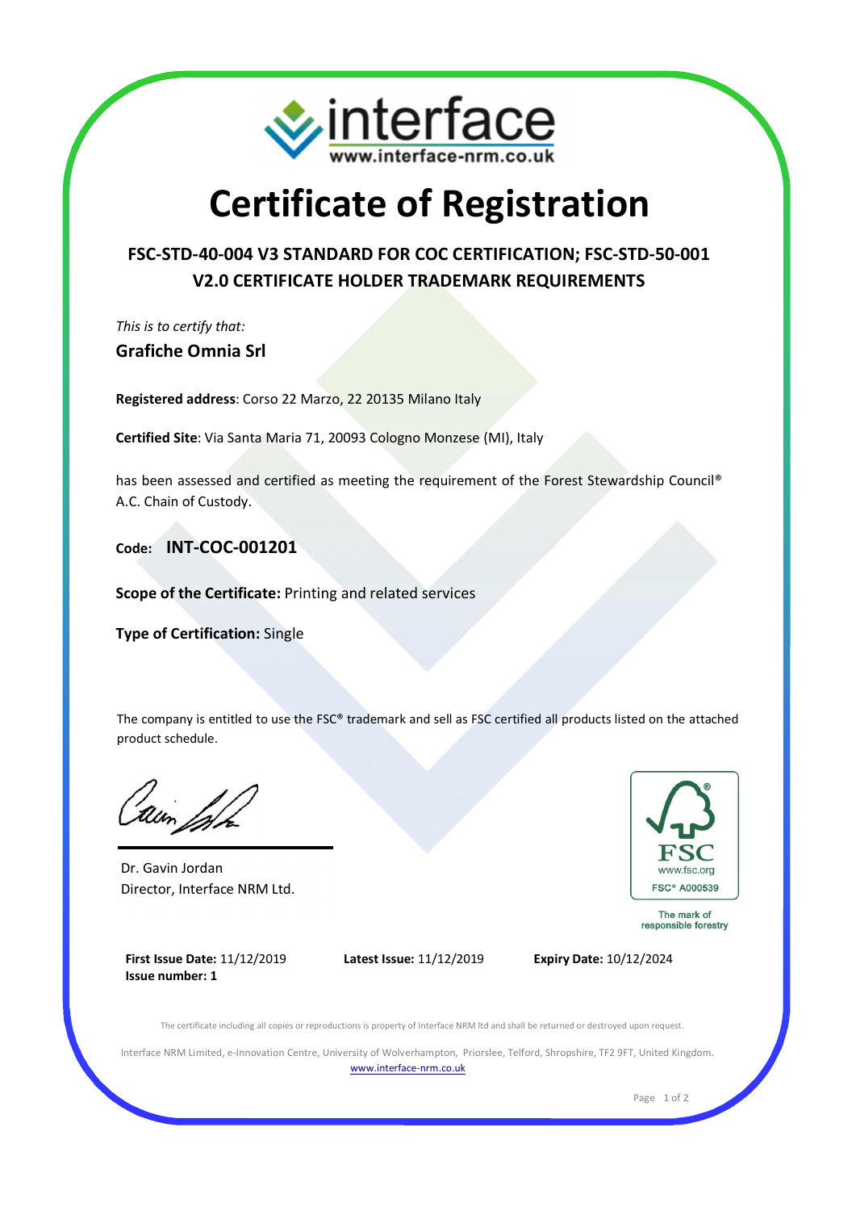interface
www.interface-nrm.co.uk

# Certificate of Registration

## FSC-STD-40-004 V3 STANDARD FOR COC CERTIFICATION; FSC-STD-50-001 V2.0 CERTIFICATE HOLDER TRADEMARK REQUIREMENTS

*This is to certify that:*

**Grafiche Omnia Srl**

**Registered address**: Corso 22 Marzo, 22 20135 Milano Italy

**Certified Site**: Via Santa Maria 71, 20093 Cologno Monzese (MI), Italy

has been assessed and certified as meeting the requirement of the Forest Stewardship Council® A.C. Chain of Custody.

**Code: INT-COC-001201**

**Scope of the Certificate:** Printing and related services

**Type of Certification:** Single

The company is entitled to use the FSC® trademark and sell as FSC certified all products listed on the attached product schedule.

Dr. Gavin Jordan
Director, Interface NRM Ltd.

FSC
www.fsc.org
FSC® A000539
The mark of responsible forestry

**First Issue Date:** 11/12/2019
**Issue number: 1**

**Latest Issue:** 11/12/2019

**Expiry Date:** 10/12/2024

The certificate including all copies or reproductions is property of Interface NRM ltd and shall be returned or destroyed upon request.

Interface NRM Limited, e-Innovation Centre, University of Wolverhampton, Priorslee, Telford, Shropshire, TF2 9FT, United Kingdom.
www.interface-nrm.co.uk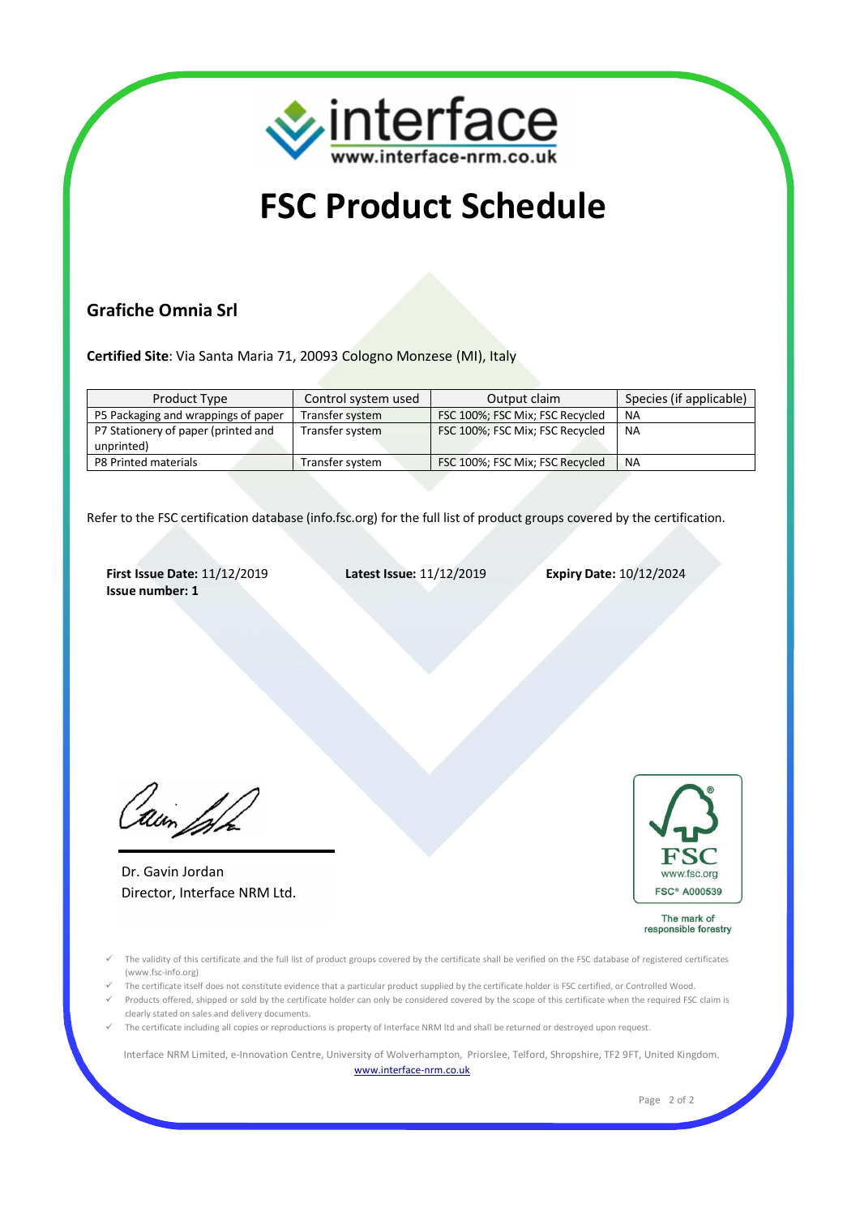# FSC Product Schedule

## Grafiche Omnia Srl

**Certified Site**: Via Santa Maria 71, 20093 Cologno Monzese (MI), Italy

| Product Type | Control system used | Output claim | Species (if applicable) |
|---|---|---|---|
| P5 Packaging and wrappings of paper | Transfer system | FSC 100%; FSC Mix; FSC Recycled | NA |
| P7 Stationery of paper (printed and unprinted) | Transfer system | FSC 100%; FSC Mix; FSC Recycled | NA |
| P8 Printed materials | Transfer system | FSC 100%; FSC Mix; FSC Recycled | NA |

Refer to the FSC certification database (info.fsc.org) for the full list of product groups covered by the certification.

**First Issue Date:** 11/12/2019
**Issue number: 1**

**Latest Issue:** 11/12/2019

**Expiry Date:** 10/12/2024

Dr. Gavin Jordan
Director, Interface NRM Ltd.

FSC
www.fsc.org
FSC® A000539
The mark of responsible forestry

- The validity of this certificate and the full list of product groups covered by the certificate shall be verified on the FSC database of registered certificates (www.fsc-info.org)
- The certificate itself does not constitute evidence that a particular product supplied by the certificate holder is FSC certified, or Controlled Wood.
- Products offered, shipped or sold by the certificate holder can only be considered covered by the scope of this certificate when the required FSC claim is clearly stated on sales and delivery documents.
- The certificate including all copies or reproductions is property of Interface NRM ltd and shall be returned or destroyed upon request.

Interface NRM Limited, e-Innovation Centre, University of Wolverhampton, Priorslee, Telford, Shropshire, TF2 9FT, United Kingdom.
www.interface-nrm.co.uk